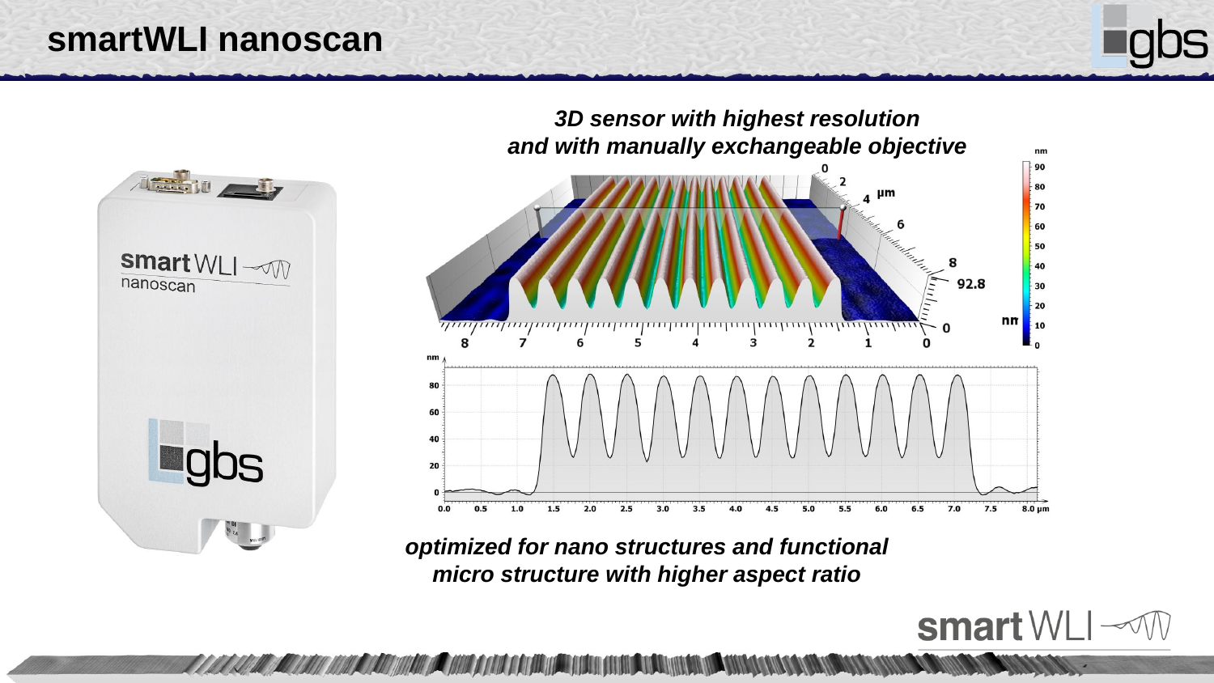# smartWLI nanoscan

***3D sensor with highest resolution and with manually exchangeable objective***

***optimized for nano structures and functional micro structure with higher aspect ratio***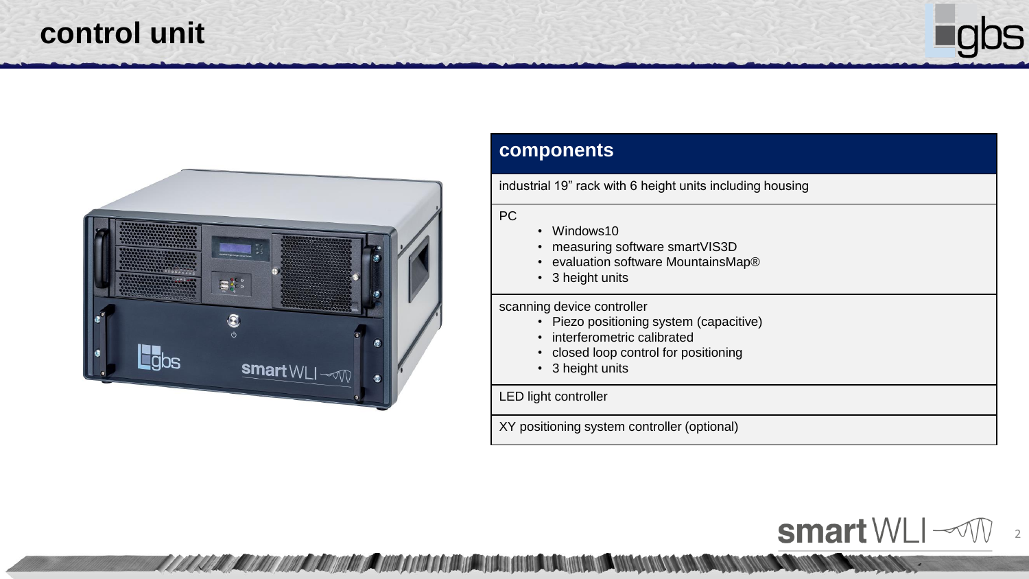# control unit

| components |
| --- |
| industrial 19” rack with 6 height units including housing |
| PC<br>• Windows10<br>• measuring software smartVIS3D<br>• evaluation software MountainsMap®<br>• 3 height units |
| scanning device controller<br>• Piezo positioning system (capacitive)<br>• interferometric calibrated<br>• closed loop control for positioning<br>• 3 height units |
| LED light controller |
| XY positioning system controller (optional) |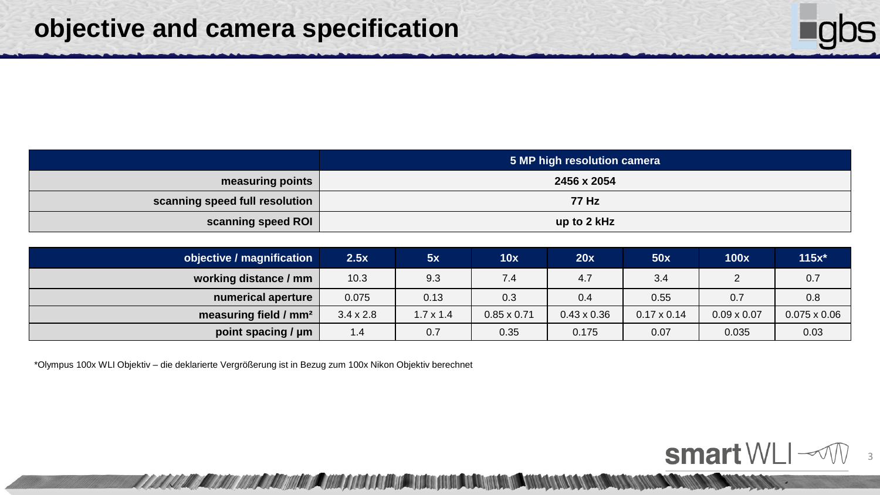# objective and camera specification

| | 5 MP high resolution camera |
|---|---|
| **measuring points** | **2456 x 2054** |
| **scanning speed full resolution** | **77 Hz** |
| **scanning speed ROI** | **up to 2 kHz** |

| objective / magnification | 2.5x | 5x | 10x | 20x | 50x | 100x | 115x* |
|---|---|---|---|---|---|---|---|
| **working distance / mm** | 10.3 | 9.3 | 7.4 | 4.7 | 3.4 | 2 | 0.7 |
| **numerical aperture** | 0.075 | 0.13 | 0.3 | 0.4 | 0.55 | 0.7 | 0.8 |
| **measuring field / mm²** | 3.4 x 2.8 | 1.7 x 1.4 | 0.85 x 0.71 | 0.43 x 0.36 | 0.17 x 0.14 | 0.09 x 0.07 | 0.075 x 0.06 |
| **point spacing / µm** | 1.4 | 0.7 | 0.35 | 0.175 | 0.07 | 0.035 | 0.03 |

*Olympus 100x WLI Objektiv – die deklarierte Vergrößerung ist in Bezug zum 100x Nikon Objektiv berechnet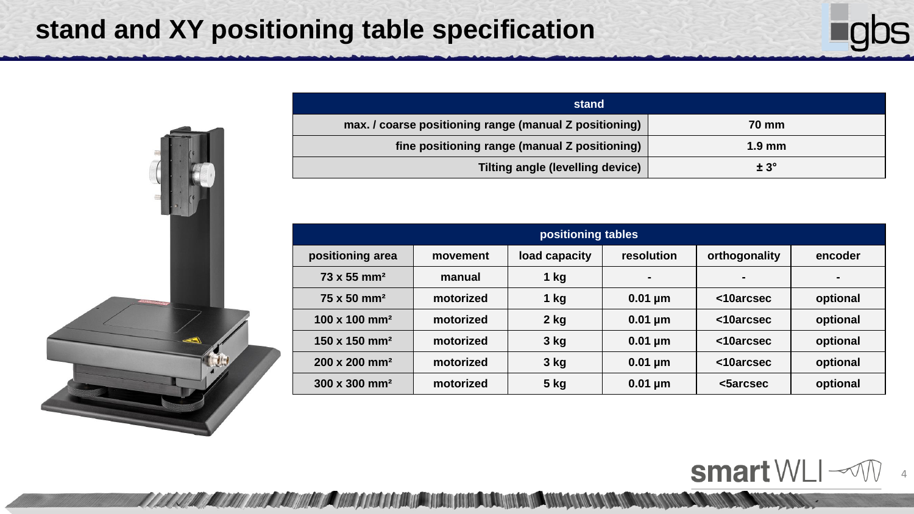# stand and XY positioning table specification

| stand | |
|---|---|
| max. / coarse positioning range (manual Z positioning) | 70 mm |
| fine positioning range (manual Z positioning) | 1.9 mm |
| Tilting angle (levelling device) | ± 3° |

| positioning tables | | | | | |
|---|---|---|---|---|---|
| positioning area | movement | load capacity | resolution | orthogonality | encoder |
| 73 x 55 mm² | manual | 1 kg | - | - | - |
| 75 x 50 mm² | motorized | 1 kg | 0.01 µm | <10arcsec | optional |
| 100 x 100 mm² | motorized | 2 kg | 0.01 µm | <10arcsec | optional |
| 150 x 150 mm² | motorized | 3 kg | 0.01 µm | <10arcsec | optional |
| 200 x 200 mm² | motorized | 3 kg | 0.01 µm | <10arcsec | optional |
| 300 x 300 mm² | motorized | 5 kg | 0.01 µm | <5arcsec | optional |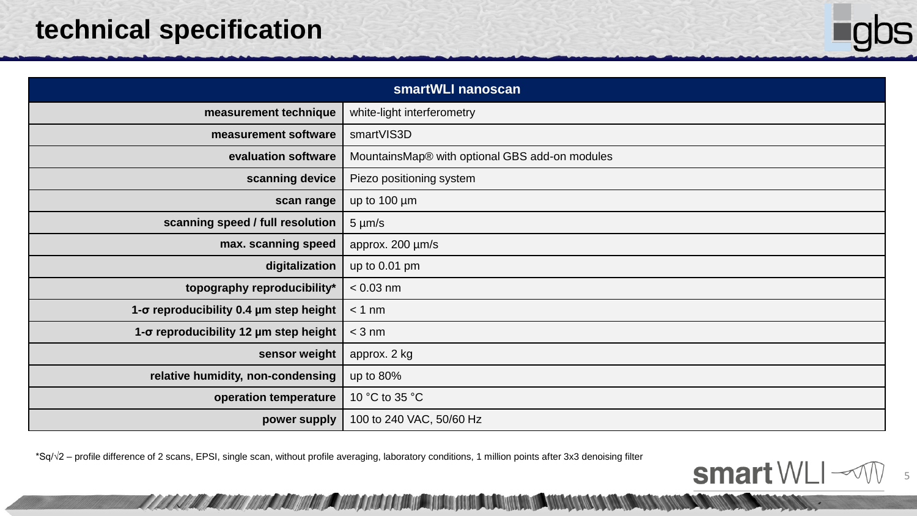# technical specification

| smartWLI nanoscan | |
|---|---|
| **measurement technique** | white-light interferometry |
| **measurement software** | smartVIS3D |
| **evaluation software** | MountainsMap® with optional GBS add-on modules |
| **scanning device** | Piezo positioning system |
| **scan range** | up to 100 µm |
| **scanning speed / full resolution** | 5 µm/s |
| **max. scanning speed** | approx. 200 µm/s |
| **digitalization** | up to 0.01 pm |
| **topography reproducibility*** | < 0.03 nm |
| **1-σ reproducibility 0.4 µm step height** | < 1 nm |
| **1-σ reproducibility 12 µm step height** | < 3 nm |
| **sensor weight** | approx. 2 kg |
| **relative humidity, non-condensing** | up to 80% |
| **operation temperature** | 10 °C to 35 °C |
| **power supply** | 100 to 240 VAC, 50/60 Hz |

*Sq/√2 – profile difference of 2 scans, EPSI, single scan, without profile averaging, laboratory conditions, 1 million points after 3x3 denoising filter